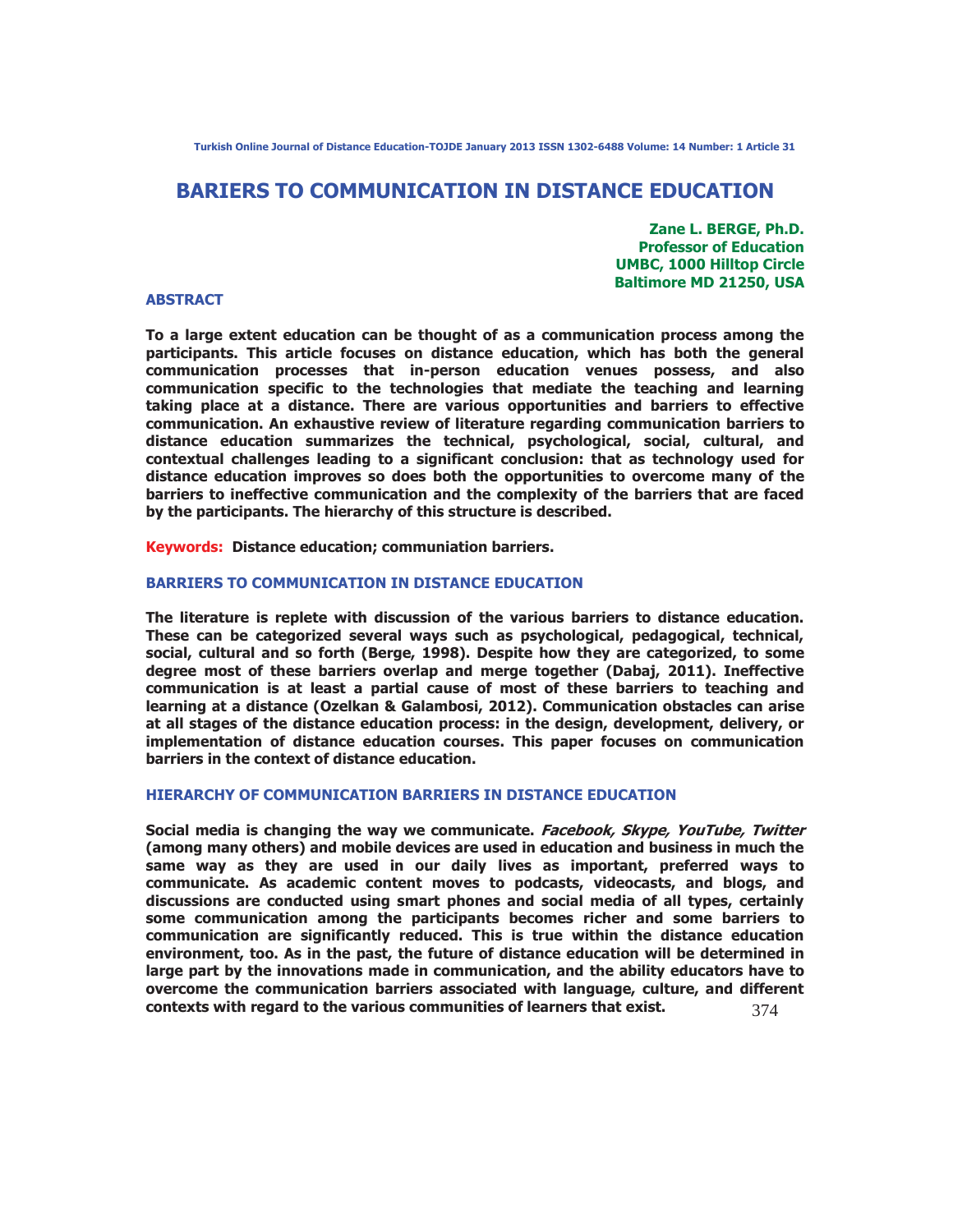# BARIERS TO COMMUNICATION IN DISTANCE EDUCATION

**Zane L. BERGE, Ph.D.**
**Professor of Education**
**UMBC, 1000 Hilltop Circle**
**Baltimore MD 21250, USA**

## ABSTRACT

**To a large extent education can be thought of as a communication process among the participants. This article focuses on distance education, which has both the general communication processes that in-person education venues possess, and also communication specific to the technologies that mediate the teaching and learning taking place at a distance. There are various opportunities and barriers to effective communication. An exhaustive review of literature regarding communication barriers to distance education summarizes the technical, psychological, social, cultural, and contextual challenges leading to a significant conclusion: that as technology used for distance education improves so does both the opportunities to overcome many of the barriers to ineffective communication and the complexity of the barriers that are faced by the participants. The hierarchy of this structure is described.**

**Keywords: Distance education; communiation barriers.**

## BARRIERS TO COMMUNICATION IN DISTANCE EDUCATION

**The literature is replete with discussion of the various barriers to distance education. These can be categorized several ways such as psychological, pedagogical, technical, social, cultural and so forth (Berge, 1998). Despite how they are categorized, to some degree most of these barriers overlap and merge together (Dabaj, 2011). Ineffective communication is at least a partial cause of most of these barriers to teaching and learning at a distance (Ozelkan & Galambosi, 2012). Communication obstacles can arise at all stages of the distance education process: in the design, development, delivery, or implementation of distance education courses. This paper focuses on communication barriers in the context of distance education.**

## HIERARCHY OF COMMUNICATION BARRIERS IN DISTANCE EDUCATION

**Social media is changing the way we communicate. *Facebook, Skype, YouTube, Twitter* (among many others) and mobile devices are used in education and business in much the same way as they are used in our daily lives as important, preferred ways to communicate. As academic content moves to podcasts, videocasts, and blogs, and discussions are conducted using smart phones and social media of all types, certainly some communication among the participants becomes richer and some barriers to communication are significantly reduced. This is true within the distance education environment, too. As in the past, the future of distance education will be determined in large part by the innovations made in communication, and the ability educators have to overcome the communication barriers associated with language, culture, and different contexts with regard to the various communities of learners that exist.**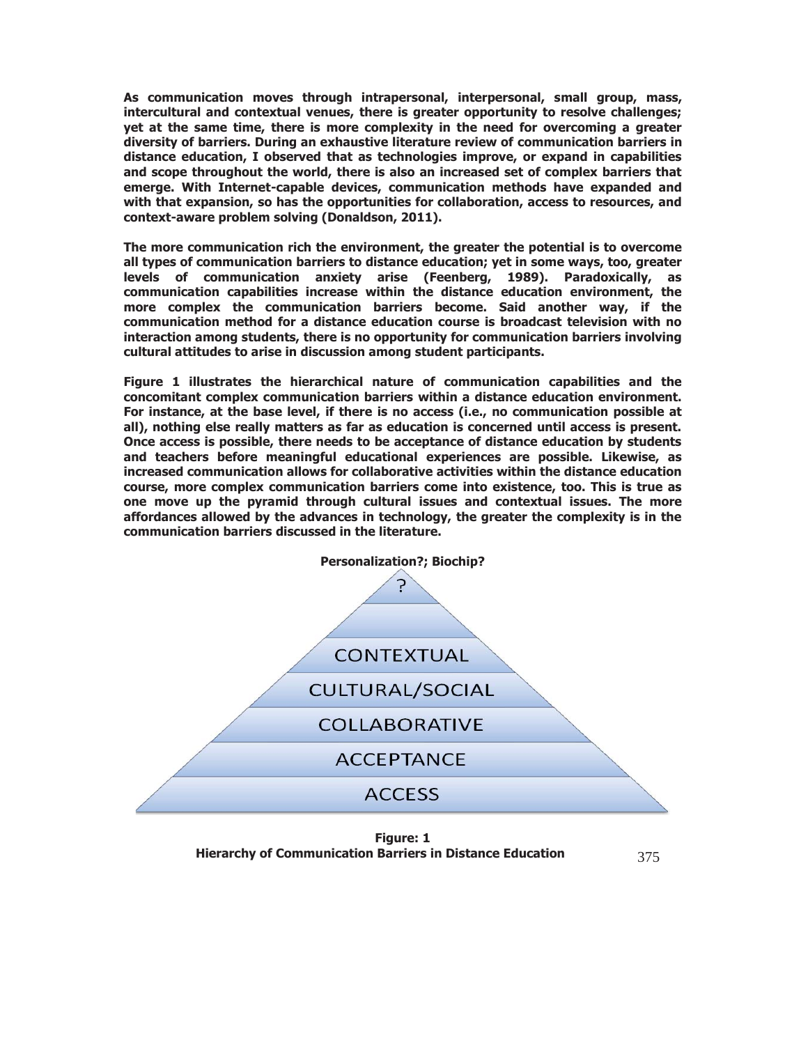**As communication moves through intrapersonal, interpersonal, small group, mass, intercultural and contextual venues, there is greater opportunity to resolve challenges; yet at the same time, there is more complexity in the need for overcoming a greater diversity of barriers. During an exhaustive literature review of communication barriers in distance education, I observed that as technologies improve, or expand in capabilities and scope throughout the world, there is also an increased set of complex barriers that emerge. With Internet-capable devices, communication methods have expanded and with that expansion, so has the opportunities for collaboration, access to resources, and context-aware problem solving (Donaldson, 2011).**

**The more communication rich the environment, the greater the potential is to overcome all types of communication barriers to distance education; yet in some ways, too, greater levels of communication anxiety arise (Feenberg, 1989). Paradoxically, as communication capabilities increase within the distance education environment, the more complex the communication barriers become. Said another way, if the communication method for a distance education course is broadcast television with no interaction among students, there is no opportunity for communication barriers involving cultural attitudes to arise in discussion among student participants.**

**Figure 1 illustrates the hierarchical nature of communication capabilities and the concomitant complex communication barriers within a distance education environment. For instance, at the base level, if there is no access (i.e., no communication possible at all), nothing else really matters as far as education is concerned until access is present. Once access is possible, there needs to be acceptance of distance education by students and teachers before meaningful educational experiences are possible. Likewise, as increased communication allows for collaborative activities within the distance education course, more complex communication barriers come into existence, too. This is true as one move up the pyramid through cultural issues and contextual issues. The more affordances allowed by the advances in technology, the greater the complexity is in the communication barriers discussed in the literature.**

**Personalization?; Biochip?**

?

CONTEXTUAL

CULTURAL/SOCIAL

COLLABORATIVE

ACCEPTANCE

ACCESS

**Figure: 1**
**Hierarchy of Communication Barriers in Distance Education**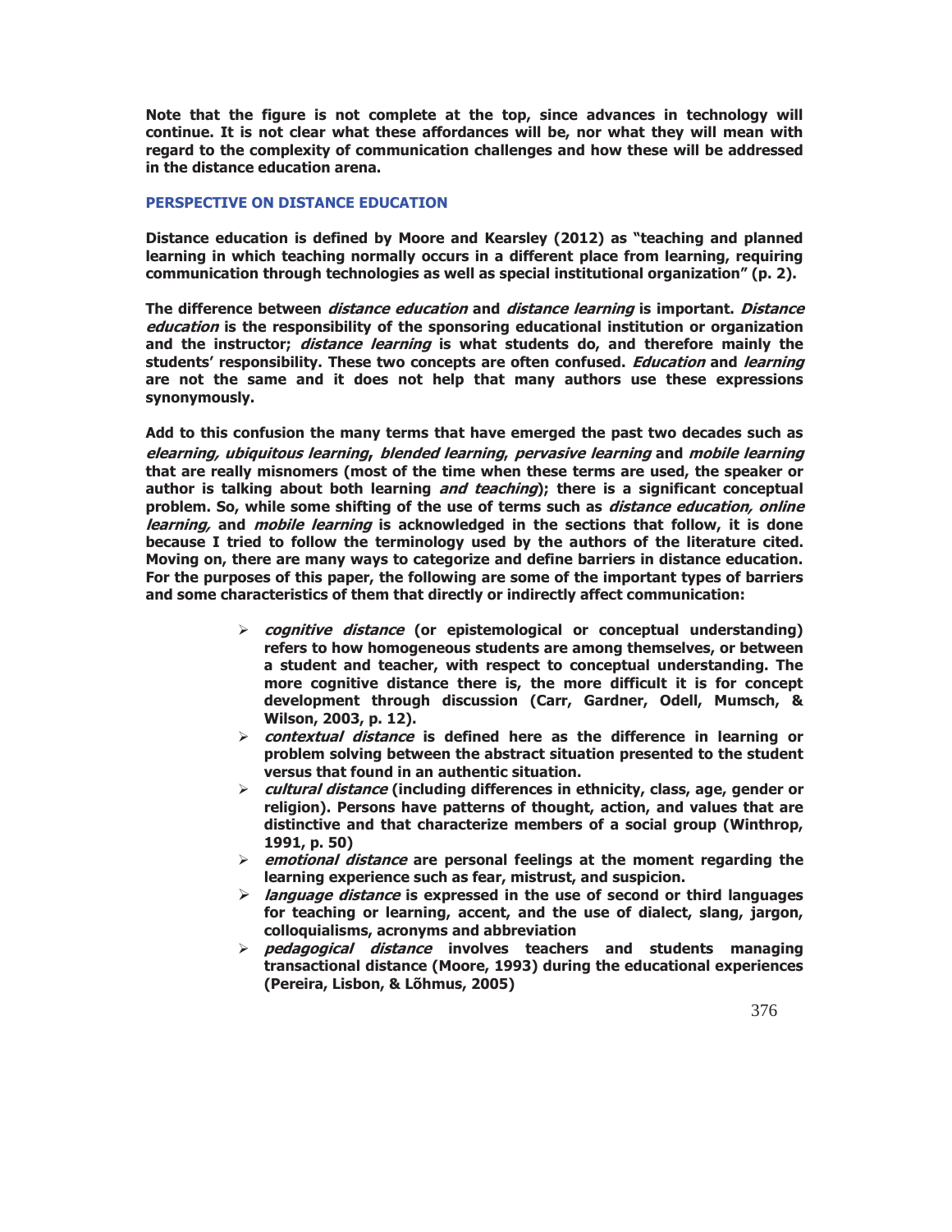**Note that the figure is not complete at the top, since advances in technology will continue. It is not clear what these affordances will be, nor what they will mean with regard to the complexity of communication challenges and how these will be addressed in the distance education arena.**

## PERSPECTIVE ON DISTANCE EDUCATION

**Distance education is defined by Moore and Kearsley (2012) as "teaching and planned learning in which teaching normally occurs in a different place from learning, requiring communication through technologies as well as special institutional organization" (p. 2).**

**The difference between *distance education* and *distance learning* is important. *Distance education* is the responsibility of the sponsoring educational institution or organization and the instructor; *distance learning* is what students do, and therefore mainly the students' responsibility. These two concepts are often confused. *Education* and *learning* are not the same and it does not help that many authors use these expressions synonymously.**

**Add to this confusion the many terms that have emerged the past two decades such as *elearning, ubiquitous learning*, *blended learning*, *pervasive learning* and *mobile learning* that are really misnomers (most of the time when these terms are used, the speaker or author is talking about both learning *and teaching*); there is a significant conceptual problem. So, while some shifting of the use of terms such as *distance education, online learning,* and *mobile learning* is acknowledged in the sections that follow, it is done because I tried to follow the terminology used by the authors of the literature cited. Moving on, there are many ways to categorize and define barriers in distance education. For the purposes of this paper, the following are some of the important types of barriers and some characteristics of them that directly or indirectly affect communication:**

- ***cognitive distance* (or epistemological or conceptual understanding) refers to how homogeneous students are among themselves, or between a student and teacher, with respect to conceptual understanding. The more cognitive distance there is, the more difficult it is for concept development through discussion (Carr, Gardner, Odell, Mumsch, & Wilson, 2003, p. 12).**
- ***contextual distance* is defined here as the difference in learning or problem solving between the abstract situation presented to the student versus that found in an authentic situation.**
- ***cultural distance* (including differences in ethnicity, class, age, gender or religion). Persons have patterns of thought, action, and values that are distinctive and that characterize members of a social group (Winthrop, 1991, p. 50)**
- ***emotional distance* are personal feelings at the moment regarding the learning experience such as fear, mistrust, and suspicion.**
- ***language distance* is expressed in the use of second or third languages for teaching or learning, accent, and the use of dialect, slang, jargon, colloquialisms, acronyms and abbreviation**
- ***pedagogical distance* involves teachers and students managing transactional distance (Moore, 1993) during the educational experiences (Pereira, Lisbon, & Lõhmus, 2005)**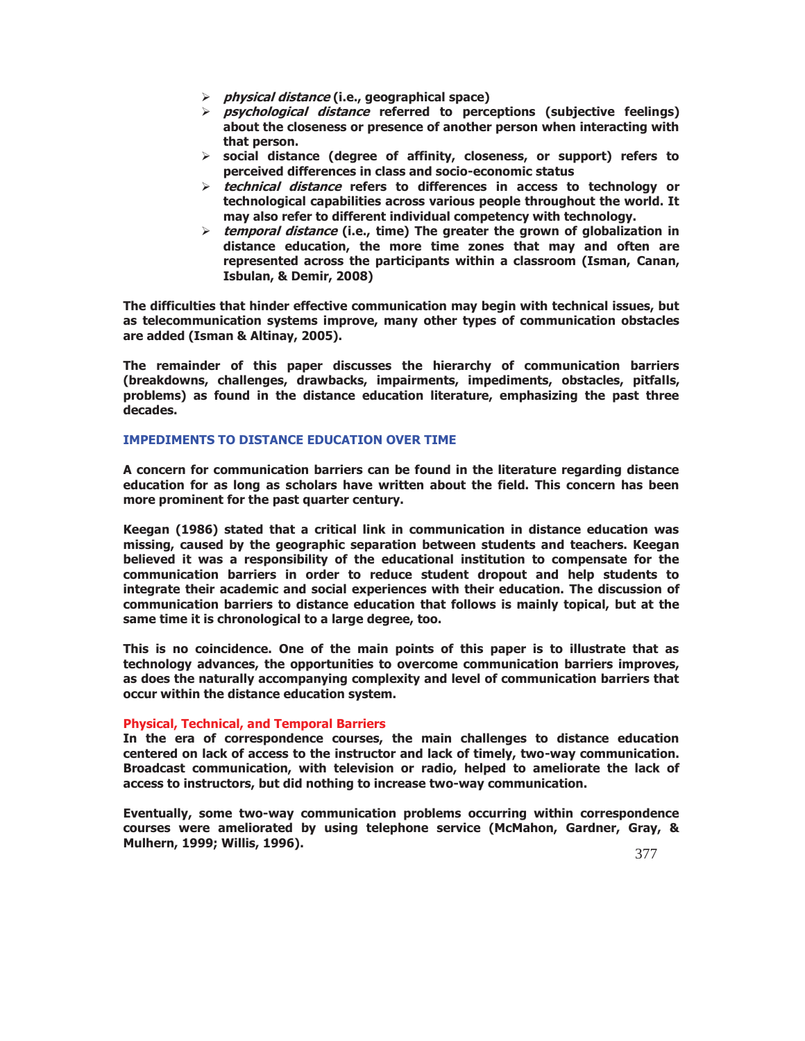- *physical distance* (i.e., geographical space)
- *psychological distance* referred to perceptions (subjective feelings) about the closeness or presence of another person when interacting with that person.
- social distance (degree of affinity, closeness, or support) refers to perceived differences in class and socio-economic status
- *technical distance* refers to differences in access to technology or technological capabilities across various people throughout the world. It may also refer to different individual competency with technology.
- *temporal distance* (i.e., time) The greater the grown of globalization in distance education, the more time zones that may and often are represented across the participants within a classroom (Isman, Canan, Isbulan, & Demir, 2008)

The difficulties that hinder effective communication may begin with technical issues, but as telecommunication systems improve, many other types of communication obstacles are added (Isman & Altinay, 2005).

The remainder of this paper discusses the hierarchy of communication barriers (breakdowns, challenges, drawbacks, impairments, impediments, obstacles, pitfalls, problems) as found in the distance education literature, emphasizing the past three decades.

## IMPEDIMENTS TO DISTANCE EDUCATION OVER TIME

A concern for communication barriers can be found in the literature regarding distance education for as long as scholars have written about the field. This concern has been more prominent for the past quarter century.

Keegan (1986) stated that a critical link in communication in distance education was missing, caused by the geographic separation between students and teachers. Keegan believed it was a responsibility of the educational institution to compensate for the communication barriers in order to reduce student dropout and help students to integrate their academic and social experiences with their education. The discussion of communication barriers to distance education that follows is mainly topical, but at the same time it is chronological to a large degree, too.

This is no coincidence. One of the main points of this paper is to illustrate that as technology advances, the opportunities to overcome communication barriers improves, as does the naturally accompanying complexity and level of communication barriers that occur within the distance education system.

### Physical, Technical, and Temporal Barriers

In the era of correspondence courses, the main challenges to distance education centered on lack of access to the instructor and lack of timely, two-way communication. Broadcast communication, with television or radio, helped to ameliorate the lack of access to instructors, but did nothing to increase two-way communication.

Eventually, some two-way communication problems occurring within correspondence courses were ameliorated by using telephone service (McMahon, Gardner, Gray, & Mulhern, 1999; Willis, 1996).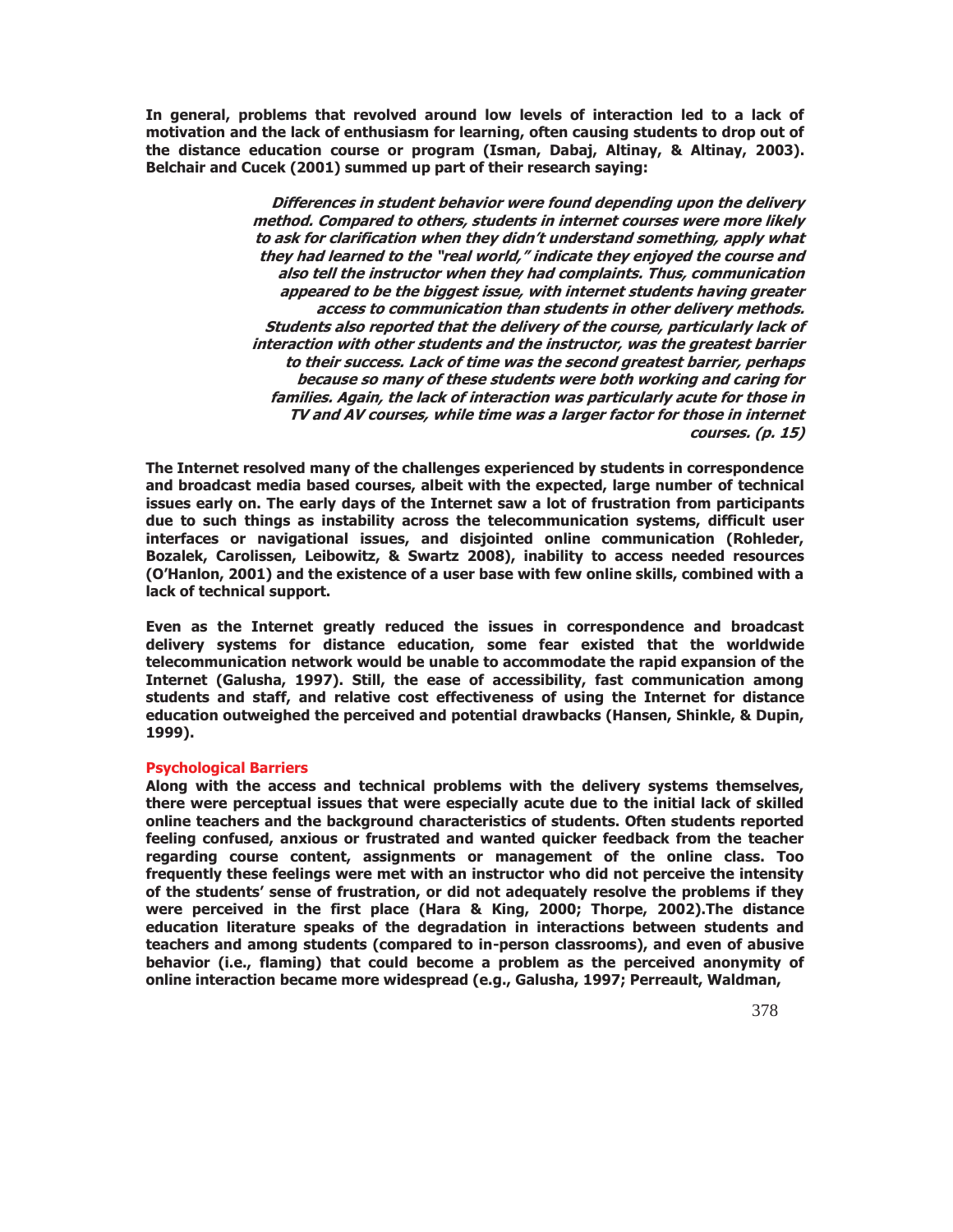In general, problems that revolved around low levels of interaction led to a lack of motivation and the lack of enthusiasm for learning, often causing students to drop out of the distance education course or program (Isman, Dabaj, Altinay, & Altinay, 2003). Belchair and Cucek (2001) summed up part of their research saying:

> *Differences in student behavior were found depending upon the delivery method. Compared to others, students in internet courses were more likely to ask for clarification when they didn't understand something, apply what they had learned to the "real world," indicate they enjoyed the course and also tell the instructor when they had complaints. Thus, communication appeared to be the biggest issue, with internet students having greater access to communication than students in other delivery methods. Students also reported that the delivery of the course, particularly lack of interaction with other students and the instructor, was the greatest barrier to their success. Lack of time was the second greatest barrier, perhaps because so many of these students were both working and caring for families. Again, the lack of interaction was particularly acute for those in TV and AV courses, while time was a larger factor for those in internet courses. (p. 15)*

The Internet resolved many of the challenges experienced by students in correspondence and broadcast media based courses, albeit with the expected, large number of technical issues early on. The early days of the Internet saw a lot of frustration from participants due to such things as instability across the telecommunication systems, difficult user interfaces or navigational issues, and disjointed online communication (Rohleder, Bozalek, Carolissen, Leibowitz, & Swartz 2008), inability to access needed resources (O'Hanlon, 2001) and the existence of a user base with few online skills, combined with a lack of technical support.

Even as the Internet greatly reduced the issues in correspondence and broadcast delivery systems for distance education, some fear existed that the worldwide telecommunication network would be unable to accommodate the rapid expansion of the Internet (Galusha, 1997). Still, the ease of accessibility, fast communication among students and staff, and relative cost effectiveness of using the Internet for distance education outweighed the perceived and potential drawbacks (Hansen, Shinkle, & Dupin, 1999).

### Psychological Barriers

Along with the access and technical problems with the delivery systems themselves, there were perceptual issues that were especially acute due to the initial lack of skilled online teachers and the background characteristics of students. Often students reported feeling confused, anxious or frustrated and wanted quicker feedback from the teacher regarding course content, assignments or management of the online class. Too frequently these feelings were met with an instructor who did not perceive the intensity of the students' sense of frustration, or did not adequately resolve the problems if they were perceived in the first place (Hara & King, 2000; Thorpe, 2002).The distance education literature speaks of the degradation in interactions between students and teachers and among students (compared to in-person classrooms), and even of abusive behavior (i.e., flaming) that could become a problem as the perceived anonymity of online interaction became more widespread (e.g., Galusha, 1997; Perreault, Waldman,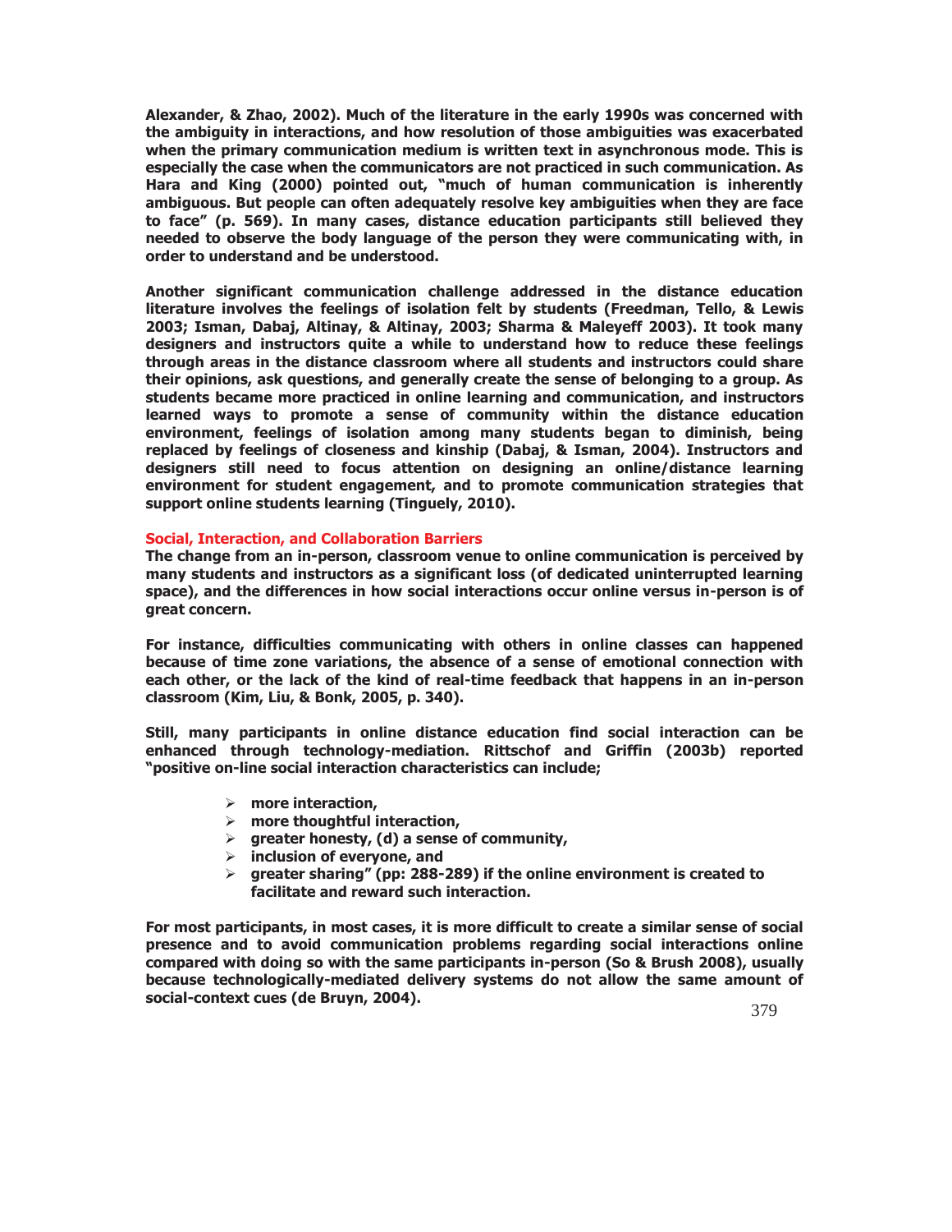Alexander, & Zhao, 2002). Much of the literature in the early 1990s was concerned with the ambiguity in interactions, and how resolution of those ambiguities was exacerbated when the primary communication medium is written text in asynchronous mode. This is especially the case when the communicators are not practiced in such communication. As Hara and King (2000) pointed out, "much of human communication is inherently ambiguous. But people can often adequately resolve key ambiguities when they are face to face" (p. 569). In many cases, distance education participants still believed they needed to observe the body language of the person they were communicating with, in order to understand and be understood.

Another significant communication challenge addressed in the distance education literature involves the feelings of isolation felt by students (Freedman, Tello, & Lewis 2003; Isman, Dabaj, Altinay, & Altinay, 2003; Sharma & Maleyeff 2003). It took many designers and instructors quite a while to understand how to reduce these feelings through areas in the distance classroom where all students and instructors could share their opinions, ask questions, and generally create the sense of belonging to a group. As students became more practiced in online learning and communication, and instructors learned ways to promote a sense of community within the distance education environment, feelings of isolation among many students began to diminish, being replaced by feelings of closeness and kinship (Dabaj, & Isman, 2004). Instructors and designers still need to focus attention on designing an online/distance learning environment for student engagement, and to promote communication strategies that support online students learning (Tinguely, 2010).

### Social, Interaction, and Collaboration Barriers

The change from an in-person, classroom venue to online communication is perceived by many students and instructors as a significant loss (of dedicated uninterrupted learning space), and the differences in how social interactions occur online versus in-person is of great concern.

For instance, difficulties communicating with others in online classes can happened because of time zone variations, the absence of a sense of emotional connection with each other, or the lack of the kind of real-time feedback that happens in an in-person classroom (Kim, Liu, & Bonk, 2005, p. 340).

Still, many participants in online distance education find social interaction can be enhanced through technology-mediation. Rittschof and Griffin (2003b) reported "positive on-line social interaction characteristics can include;

- more interaction,
- more thoughtful interaction,
- greater honesty, (d) a sense of community,
- inclusion of everyone, and
- greater sharing" (pp: 288-289) if the online environment is created to facilitate and reward such interaction.

For most participants, in most cases, it is more difficult to create a similar sense of social presence and to avoid communication problems regarding social interactions online compared with doing so with the same participants in-person (So & Brush 2008), usually because technologically-mediated delivery systems do not allow the same amount of social-context cues (de Bruyn, 2004).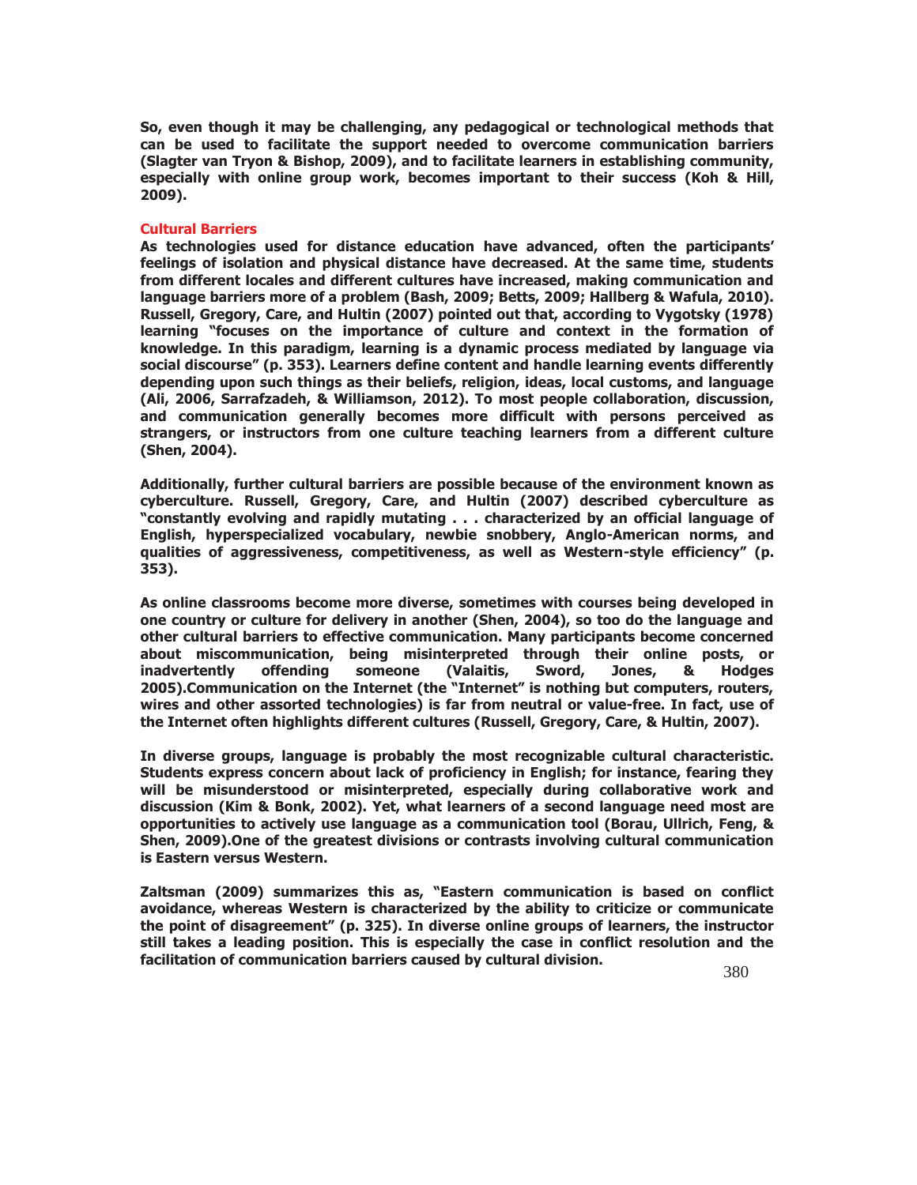So, even though it may be challenging, any pedagogical or technological methods that can be used to facilitate the support needed to overcome communication barriers (Slagter van Tryon & Bishop, 2009), and to facilitate learners in establishing community, especially with online group work, becomes important to their success (Koh & Hill, 2009).

## Cultural Barriers

As technologies used for distance education have advanced, often the participants' feelings of isolation and physical distance have decreased. At the same time, students from different locales and different cultures have increased, making communication and language barriers more of a problem (Bash, 2009; Betts, 2009; Hallberg & Wafula, 2010). Russell, Gregory, Care, and Hultin (2007) pointed out that, according to Vygotsky (1978) learning "focuses on the importance of culture and context in the formation of knowledge. In this paradigm, learning is a dynamic process mediated by language via social discourse" (p. 353). Learners define content and handle learning events differently depending upon such things as their beliefs, religion, ideas, local customs, and language (Ali, 2006, Sarrafzadeh, & Williamson, 2012). To most people collaboration, discussion, and communication generally becomes more difficult with persons perceived as strangers, or instructors from one culture teaching learners from a different culture (Shen, 2004).

Additionally, further cultural barriers are possible because of the environment known as cyberculture. Russell, Gregory, Care, and Hultin (2007) described cyberculture as "constantly evolving and rapidly mutating . . . characterized by an official language of English, hyperspecialized vocabulary, newbie snobbery, Anglo-American norms, and qualities of aggressiveness, competitiveness, as well as Western-style efficiency" (p. 353).

As online classrooms become more diverse, sometimes with courses being developed in one country or culture for delivery in another (Shen, 2004), so too do the language and other cultural barriers to effective communication. Many participants become concerned about miscommunication, being misinterpreted through their online posts, or inadvertently offending someone (Valaitis, Sword, Jones, & Hodges 2005).Communication on the Internet (the "Internet" is nothing but computers, routers, wires and other assorted technologies) is far from neutral or value-free. In fact, use of the Internet often highlights different cultures (Russell, Gregory, Care, & Hultin, 2007).

In diverse groups, language is probably the most recognizable cultural characteristic. Students express concern about lack of proficiency in English; for instance, fearing they will be misunderstood or misinterpreted, especially during collaborative work and discussion (Kim & Bonk, 2002). Yet, what learners of a second language need most are opportunities to actively use language as a communication tool (Borau, Ullrich, Feng, & Shen, 2009).One of the greatest divisions or contrasts involving cultural communication is Eastern versus Western.

Zaltsman (2009) summarizes this as, "Eastern communication is based on conflict avoidance, whereas Western is characterized by the ability to criticize or communicate the point of disagreement" (p. 325). In diverse online groups of learners, the instructor still takes a leading position. This is especially the case in conflict resolution and the facilitation of communication barriers caused by cultural division.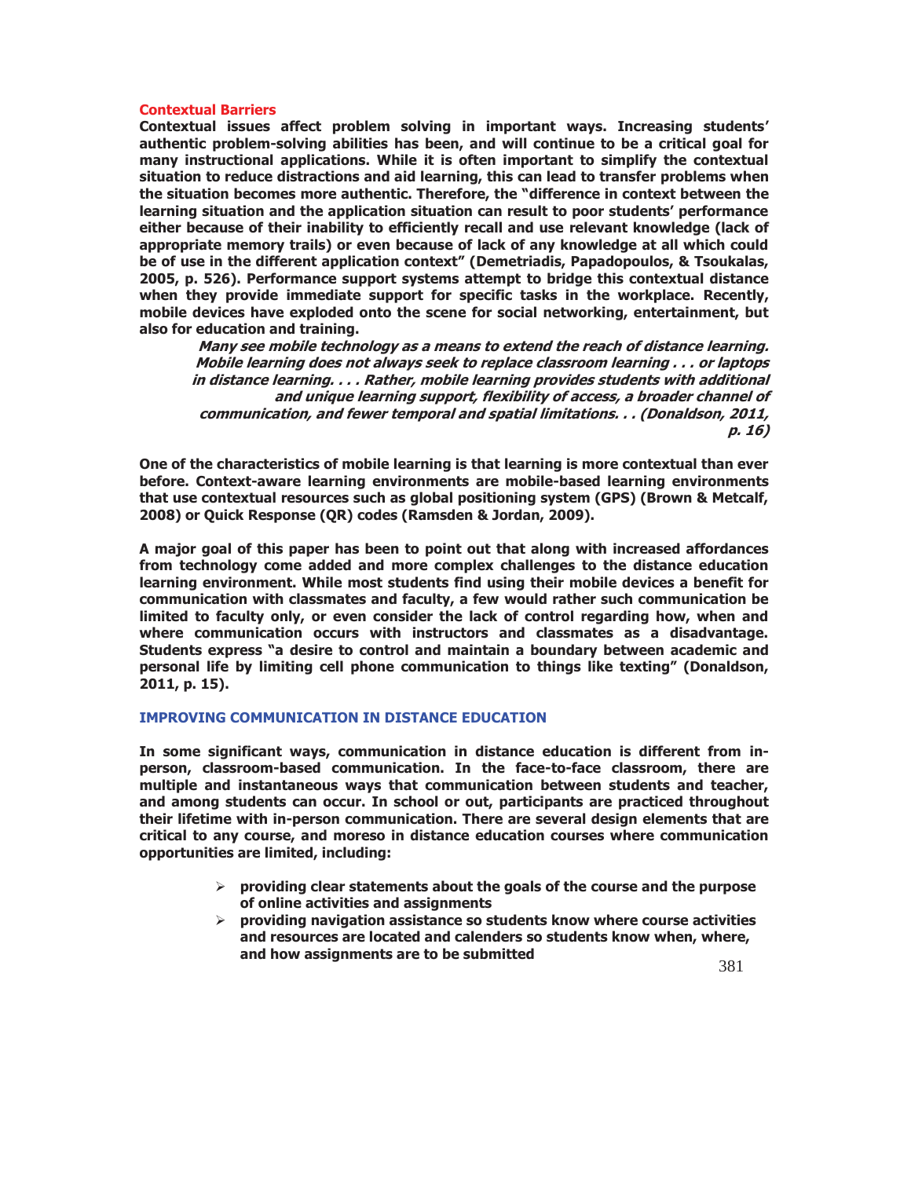### Contextual Barriers

**Contextual issues affect problem solving in important ways. Increasing students' authentic problem-solving abilities has been, and will continue to be a critical goal for many instructional applications. While it is often important to simplify the contextual situation to reduce distractions and aid learning, this can lead to transfer problems when the situation becomes more authentic. Therefore, the "difference in context between the learning situation and the application situation can result to poor students' performance either because of their inability to efficiently recall and use relevant knowledge (lack of appropriate memory trails) or even because of lack of any knowledge at all which could be of use in the different application context" (Demetriadis, Papadopoulos, & Tsoukalas, 2005, p. 526). Performance support systems attempt to bridge this contextual distance when they provide immediate support for specific tasks in the workplace. Recently, mobile devices have exploded onto the scene for social networking, entertainment, but also for education and training.**

> ***Many see mobile technology as a means to extend the reach of distance learning. Mobile learning does not always seek to replace classroom learning . . . or laptops in distance learning. . . . Rather, mobile learning provides students with additional and unique learning support, flexibility of access, a broader channel of communication, and fewer temporal and spatial limitations. . . (Donaldson, 2011, p. 16)***

**One of the characteristics of mobile learning is that learning is more contextual than ever before. Context-aware learning environments are mobile-based learning environments that use contextual resources such as global positioning system (GPS) (Brown & Metcalf, 2008) or Quick Response (QR) codes (Ramsden & Jordan, 2009).**

**A major goal of this paper has been to point out that along with increased affordances from technology come added and more complex challenges to the distance education learning environment. While most students find using their mobile devices a benefit for communication with classmates and faculty, a few would rather such communication be limited to faculty only, or even consider the lack of control regarding how, when and where communication occurs with instructors and classmates as a disadvantage. Students express "a desire to control and maintain a boundary between academic and personal life by limiting cell phone communication to things like texting" (Donaldson, 2011, p. 15).**

## IMPROVING COMMUNICATION IN DISTANCE EDUCATION

**In some significant ways, communication in distance education is different from in-person, classroom-based communication. In the face-to-face classroom, there are multiple and instantaneous ways that communication between students and teacher, and among students can occur. In school or out, participants are practiced throughout their lifetime with in-person communication. There are several design elements that are critical to any course, and moreso in distance education courses where communication opportunities are limited, including:**

- **providing clear statements about the goals of the course and the purpose of online activities and assignments**
- **providing navigation assistance so students know where course activities and resources are located and calenders so students know when, where, and how assignments are to be submitted**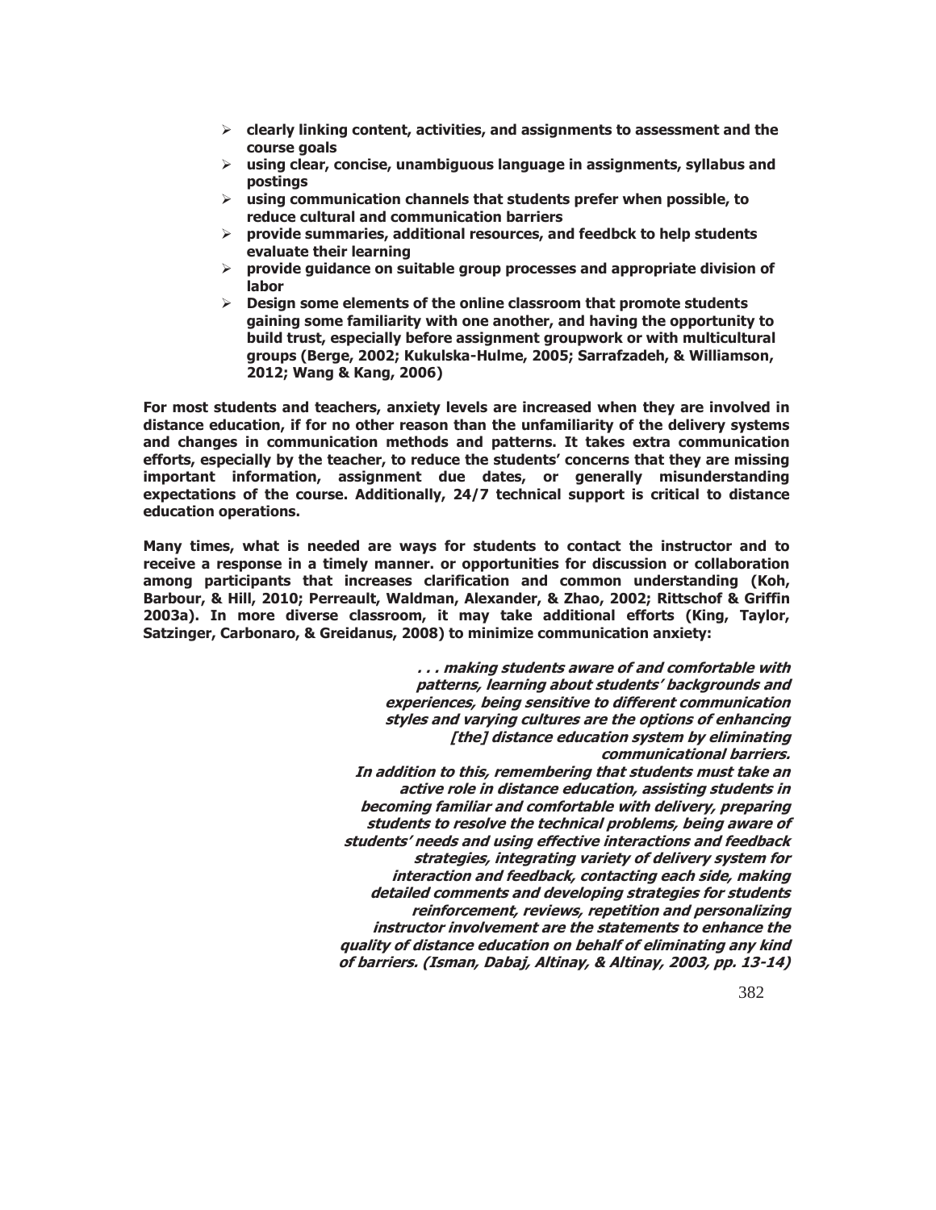- **clearly linking content, activities, and assignments to assessment and the course goals**
- **using clear, concise, unambiguous language in assignments, syllabus and postings**
- **using communication channels that students prefer when possible, to reduce cultural and communication barriers**
- **provide summaries, additional resources, and feedbck to help students evaluate their learning**
- **provide guidance on suitable group processes and appropriate division of labor**
- **Design some elements of the online classroom that promote students gaining some familiarity with one another, and having the opportunity to build trust, especially before assignment groupwork or with multicultural groups (Berge, 2002; Kukulska-Hulme, 2005; Sarrafzadeh, & Williamson, 2012; Wang & Kang, 2006)**

**For most students and teachers, anxiety levels are increased when they are involved in distance education, if for no other reason than the unfamiliarity of the delivery systems and changes in communication methods and patterns. It takes extra communication efforts, especially by the teacher, to reduce the students' concerns that they are missing important information, assignment due dates, or generally misunderstanding expectations of the course. Additionally, 24/7 technical support is critical to distance education operations.**

**Many times, what is needed are ways for students to contact the instructor and to receive a response in a timely manner. or opportunities for discussion or collaboration among participants that increases clarification and common understanding (Koh, Barbour, & Hill, 2010; Perreault, Waldman, Alexander, & Zhao, 2002; Rittschof & Griffin 2003a). In more diverse classroom, it may take additional efforts (King, Taylor, Satzinger, Carbonaro, & Greidanus, 2008) to minimize communication anxiety:**

> ***. . . making students aware of and comfortable with patterns, learning about students' backgrounds and experiences, being sensitive to different communication styles and varying cultures are the options of enhancing [the] distance education system by eliminating communicational barriers.***
>
> ***In addition to this, remembering that students must take an active role in distance education, assisting students in becoming familiar and comfortable with delivery, preparing students to resolve the technical problems, being aware of students' needs and using effective interactions and feedback strategies, integrating variety of delivery system for interaction and feedback, contacting each side, making detailed comments and developing strategies for students reinforcement, reviews, repetition and personalizing instructor involvement are the statements to enhance the quality of distance education on behalf of eliminating any kind of barriers. (Isman, Dabaj, Altinay, & Altinay, 2003, pp. 13-14)***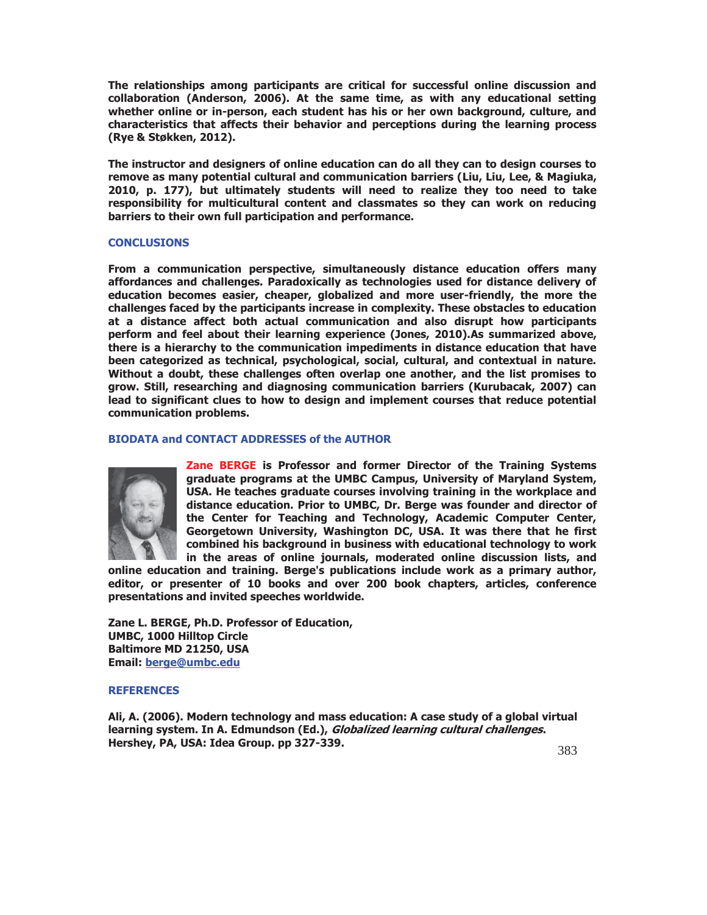The relationships among participants are critical for successful online discussion and collaboration (Anderson, 2006). At the same time, as with any educational setting whether online or in-person, each student has his or her own background, culture, and characteristics that affects their behavior and perceptions during the learning process (Rye & Støkken, 2012).

The instructor and designers of online education can do all they can to design courses to remove as many potential cultural and communication barriers (Liu, Liu, Lee, & Magiuka, 2010, p. 177), but ultimately students will need to realize they too need to take responsibility for multicultural content and classmates so they can work on reducing barriers to their own full participation and performance.

## CONCLUSIONS

From a communication perspective, simultaneously distance education offers many affordances and challenges. Paradoxically as technologies used for distance delivery of education becomes easier, cheaper, globalized and more user-friendly, the more the challenges faced by the participants increase in complexity. These obstacles to education at a distance affect both actual communication and also disrupt how participants perform and feel about their learning experience (Jones, 2010).As summarized above, there is a hierarchy to the communication impediments in distance education that have been categorized as technical, psychological, social, cultural, and contextual in nature. Without a doubt, these challenges often overlap one another, and the list promises to grow. Still, researching and diagnosing communication barriers (Kurubacak, 2007) can lead to significant clues to how to design and implement courses that reduce potential communication problems.

## BIODATA and CONTACT ADDRESSES of the AUTHOR

**Zane BERGE** is Professor and former Director of the Training Systems graduate programs at the UMBC Campus, University of Maryland System, USA. He teaches graduate courses involving training in the workplace and distance education. Prior to UMBC, Dr. Berge was founder and director of the Center for Teaching and Technology, Academic Computer Center, Georgetown University, Washington DC, USA. It was there that he first combined his background in business with educational technology to work in the areas of online journals, moderated online discussion lists, and online education and training. Berge's publications include work as a primary author, editor, or presenter of 10 books and over 200 book chapters, articles, conference presentations and invited speeches worldwide.

Zane L. BERGE, Ph.D. Professor of Education,
UMBC, 1000 Hilltop Circle
Baltimore MD 21250, USA
Email: berge@umbc.edu

## REFERENCES

Ali, A. (2006). Modern technology and mass education: A case study of a global virtual learning system. In A. Edmundson (Ed.), *Globalized learning cultural challenges*. Hershey, PA, USA: Idea Group. pp 327-339.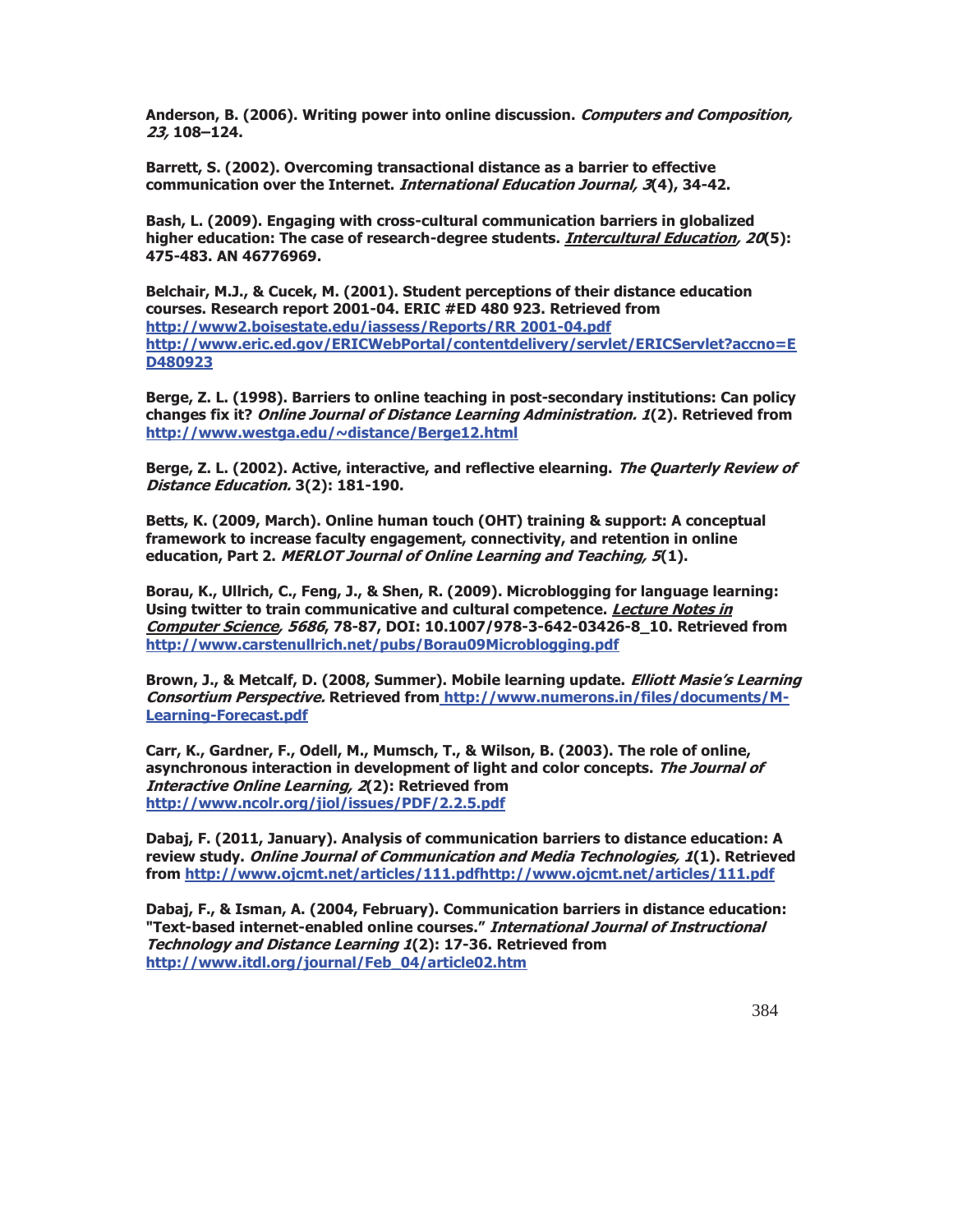Anderson, B. (2006). Writing power into online discussion. *Computers and Composition, 23,* 108–124.

Barrett, S. (2002). Overcoming transactional distance as a barrier to effective communication over the Internet. *International Education Journal, 3*(4), 34-42.

Bash, L. (2009). Engaging with cross-cultural communication barriers in globalized higher education: The case of research-degree students. *Intercultural Education, 20*(5): 475-483. AN 46776969.

Belchair, M.J., & Cucek, M. (2001). Student perceptions of their distance education courses. Research report 2001-04. ERIC #ED 480 923. Retrieved from http://www2.boisestate.edu/iassess/Reports/RR 2001-04.pdf http://www.eric.ed.gov/ERICWebPortal/contentdelivery/servlet/ERICServlet?accno=ED480923

Berge, Z. L. (1998). Barriers to online teaching in post-secondary institutions: Can policy changes fix it? *Online Journal of Distance Learning Administration. 1*(2). Retrieved from http://www.westga.edu/~distance/Berge12.html

Berge, Z. L. (2002). Active, interactive, and reflective elearning. *The Quarterly Review of Distance Education.* 3(2): 181-190.

Betts, K. (2009, March). Online human touch (OHT) training & support: A conceptual framework to increase faculty engagement, connectivity, and retention in online education, Part 2. *MERLOT Journal of Online Learning and Teaching, 5*(1).

Borau, K., Ullrich, C., Feng, J., & Shen, R. (2009). Microblogging for language learning: Using twitter to train communicative and cultural competence. *Lecture Notes in Computer Science, 5686*, 78-87, DOI: 10.1007/978-3-642-03426-8_10. Retrieved from http://www.carstenullrich.net/pubs/Borau09Microblogging.pdf

Brown, J., & Metcalf, D. (2008, Summer). Mobile learning update. *Elliott Masie's Learning Consortium Perspective.* Retrieved from http://www.numerons.in/files/documents/M-Learning-Forecast.pdf

Carr, K., Gardner, F., Odell, M., Mumsch, T., & Wilson, B. (2003). The role of online, asynchronous interaction in development of light and color concepts. *The Journal of Interactive Online Learning, 2*(2): Retrieved from http://www.ncolr.org/jiol/issues/PDF/2.2.5.pdf

Dabaj, F. (2011, January). Analysis of communication barriers to distance education: A review study. *Online Journal of Communication and Media Technologies, 1*(1). Retrieved from http://www.ojcmt.net/articles/111.pdfhttp://www.ojcmt.net/articles/111.pdf

Dabaj, F., & Isman, A. (2004, February). Communication barriers in distance education: "Text-based internet-enabled online courses." *International Journal of Instructional Technology and Distance Learning 1*(2): 17-36. Retrieved from http://www.itdl.org/journal/Feb_04/article02.htm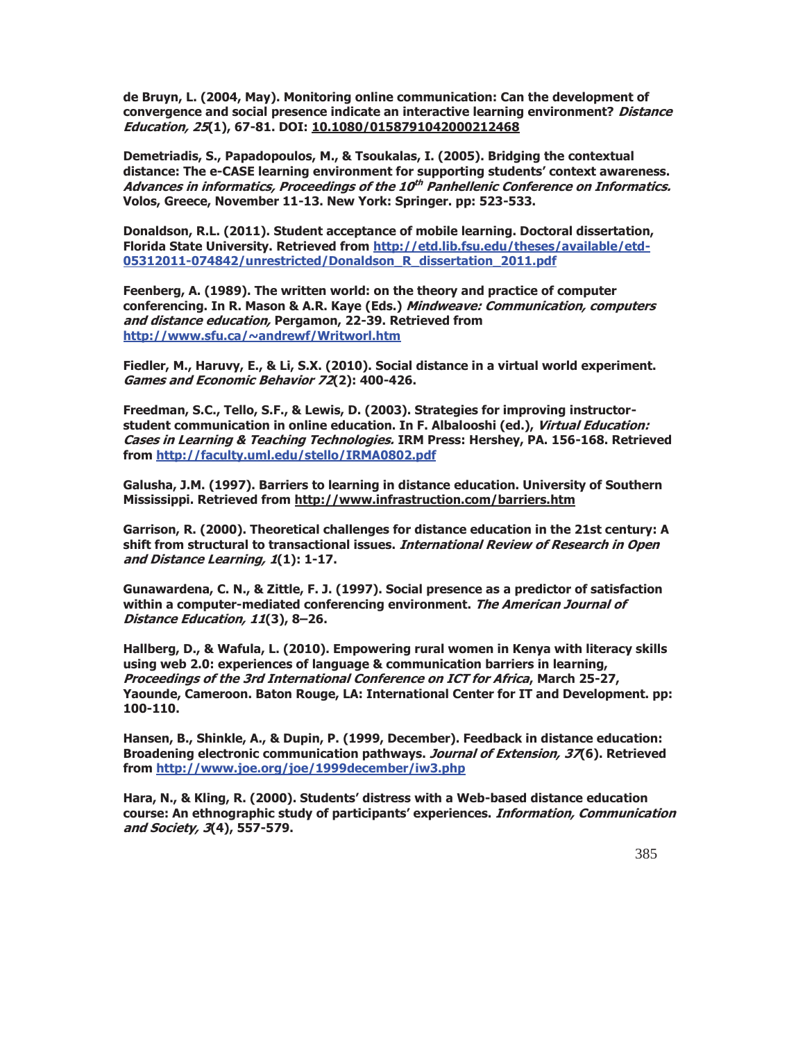**de Bruyn, L. (2004, May). Monitoring online communication: Can the development of convergence and social presence indicate an interactive learning environment? *Distance Education, 25*(1), 67-81. DOI: 10.1080/0158791042000212468**

**Demetriadis, S., Papadopoulos, M., & Tsoukalas, I. (2005). Bridging the contextual distance: The e-CASE learning environment for supporting students' context awareness. *Advances in informatics, Proceedings of the 10th Panhellenic Conference on Informatics.* Volos, Greece, November 11-13. New York: Springer. pp: 523-533.**

**Donaldson, R.L. (2011). Student acceptance of mobile learning. Doctoral dissertation, Florida State University. Retrieved from http://etd.lib.fsu.edu/theses/available/etd-05312011-074842/unrestricted/Donaldson_R_dissertation_2011.pdf**

**Feenberg, A. (1989). The written world: on the theory and practice of computer conferencing. In R. Mason & A.R. Kaye (Eds.) *Mindweave: Communication, computers and distance education,* Pergamon, 22-39. Retrieved from http://www.sfu.ca/~andrewf/Writworl.htm**

**Fiedler, M., Haruvy, E., & Li, S.X. (2010). Social distance in a virtual world experiment. *Games and Economic Behavior 72*(2): 400-426.**

**Freedman, S.C., Tello, S.F., & Lewis, D. (2003). Strategies for improving instructor-student communication in online education. In F. Albalooshi (ed.), *Virtual Education: Cases in Learning & Teaching Technologies.* IRM Press: Hershey, PA. 156-168. Retrieved from http://faculty.uml.edu/stello/IRMA0802.pdf**

**Galusha, J.M. (1997). Barriers to learning in distance education. University of Southern Mississippi. Retrieved from http://www.infrastruction.com/barriers.htm**

**Garrison, R. (2000). Theoretical challenges for distance education in the 21st century: A shift from structural to transactional issues. *International Review of Research in Open and Distance Learning, 1*(1): 1-17.**

**Gunawardena, C. N., & Zittle, F. J. (1997). Social presence as a predictor of satisfaction within a computer-mediated conferencing environment. *The American Journal of Distance Education, 11*(3), 8–26.**

**Hallberg, D., & Wafula, L. (2010). Empowering rural women in Kenya with literacy skills using web 2.0: experiences of language & communication barriers in learning, *Proceedings of the 3rd International Conference on ICT for Africa*, March 25-27, Yaounde, Cameroon. Baton Rouge, LA: International Center for IT and Development. pp: 100-110.**

**Hansen, B., Shinkle, A., & Dupin, P. (1999, December). Feedback in distance education: Broadening electronic communication pathways. *Journal of Extension, 37*(6). Retrieved from http://www.joe.org/joe/1999december/iw3.php**

**Hara, N., & Kling, R. (2000). Students' distress with a Web-based distance education course: An ethnographic study of participants' experiences. *Information, Communication and Society, 3*(4), 557-579.**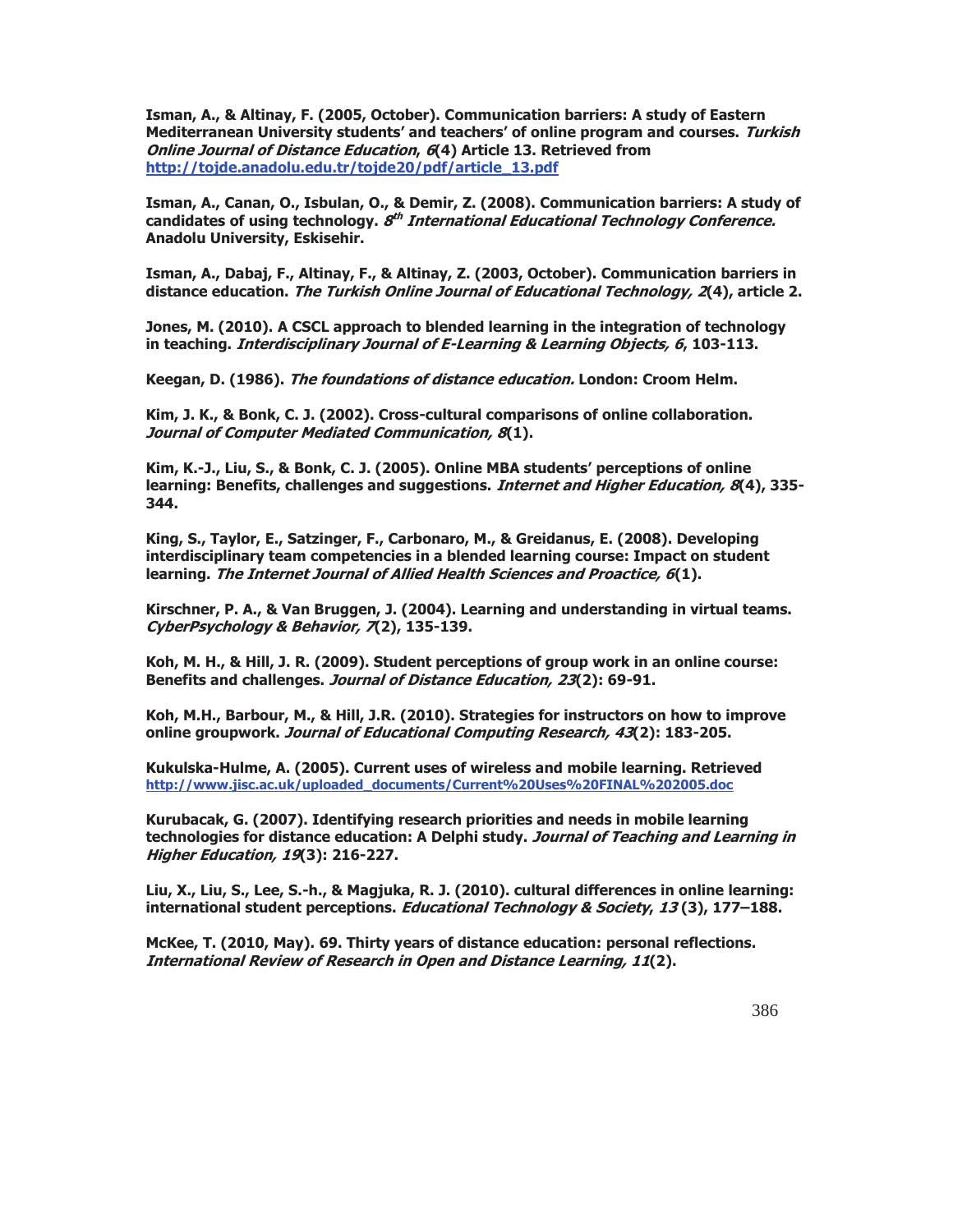**Isman, A., & Altinay, F. (2005, October). Communication barriers: A study of Eastern Mediterranean University students' and teachers' of online program and courses. *Turkish Online Journal of Distance Education*, *6*(4) Article 13. Retrieved from [http://tojde.anadolu.edu.tr/tojde20/pdf/article_13.pdf](http://tojde.anadolu.edu.tr/tojde20/pdf/article_13.pdf)**

**Isman, A., Canan, O., Isbulan, O., & Demir, Z. (2008). Communication barriers: A study of candidates of using technology. *8th International Educational Technology Conference.* Anadolu University, Eskisehir.**

**Isman, A., Dabaj, F., Altinay, F., & Altinay, Z. (2003, October). Communication barriers in distance education. *The Turkish Online Journal of Educational Technology, 2*(4), article 2.**

**Jones, M. (2010). A CSCL approach to blended learning in the integration of technology in teaching. *Interdisciplinary Journal of E-Learning & Learning Objects, 6*, 103-113.**

**Keegan, D. (1986). *The foundations of distance education.* London: Croom Helm.**

**Kim, J. K., & Bonk, C. J. (2002). Cross-cultural comparisons of online collaboration. *Journal of Computer Mediated Communication, 8*(1).**

**Kim, K.-J., Liu, S., & Bonk, C. J. (2005). Online MBA students' perceptions of online learning: Benefits, challenges and suggestions. *Internet and Higher Education, 8*(4), 335-344.**

**King, S., Taylor, E., Satzinger, F., Carbonaro, M., & Greidanus, E. (2008). Developing interdisciplinary team competencies in a blended learning course: Impact on student learning. *The Internet Journal of Allied Health Sciences and Proactice, 6*(1).**

**Kirschner, P. A., & Van Bruggen, J. (2004). Learning and understanding in virtual teams. *CyberPsychology & Behavior, 7*(2), 135-139.**

**Koh, M. H., & Hill, J. R. (2009). Student perceptions of group work in an online course: Benefits and challenges. *Journal of Distance Education, 23*(2): 69-91.**

**Koh, M.H., Barbour, M., & Hill, J.R. (2010). Strategies for instructors on how to improve online groupwork. *Journal of Educational Computing Research, 43*(2): 183-205.**

**Kukulska-Hulme, A. (2005). Current uses of wireless and mobile learning. Retrieved [http://www.jisc.ac.uk/uploaded_documents/Current%20Uses%20FINAL%202005.doc](http://www.jisc.ac.uk/uploaded_documents/Current%20Uses%20FINAL%202005.doc)**

**Kurubacak, G. (2007). Identifying research priorities and needs in mobile learning technologies for distance education: A Delphi study. *Journal of Teaching and Learning in Higher Education, 19*(3): 216-227.**

**Liu, X., Liu, S., Lee, S.-h., & Magjuka, R. J. (2010). cultural differences in online learning: international student perceptions. *Educational Technology & Society*, *13* (3), 177–188.**

**McKee, T. (2010, May). 69. Thirty years of distance education: personal reflections. *International Review of Research in Open and Distance Learning, 11*(2).**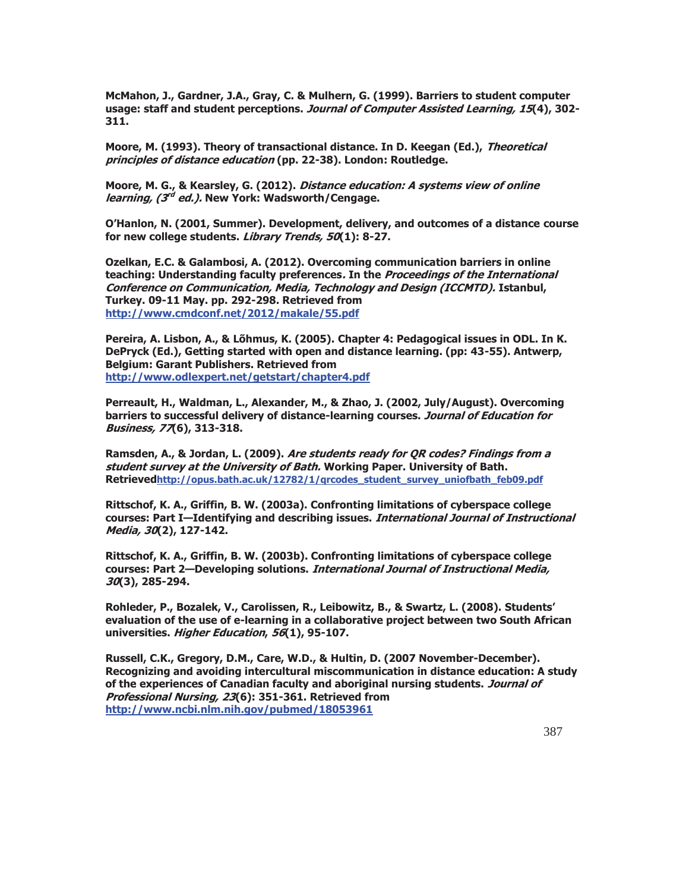**McMahon, J., Gardner, J.A., Gray, C. & Mulhern, G. (1999). Barriers to student computer usage: staff and student perceptions. *Journal of Computer Assisted Learning, 15*(4), 302-311.**

**Moore, M. (1993). Theory of transactional distance. In D. Keegan (Ed.), *Theoretical principles of distance education* (pp. 22-38). London: Routledge.**

**Moore, M. G., & Kearsley, G. (2012). *Distance education: A systems view of online learning, (3rd ed.).* New York: Wadsworth/Cengage.**

**O'Hanlon, N. (2001, Summer). Development, delivery, and outcomes of a distance course for new college students. *Library Trends, 50*(1): 8-27.**

**Ozelkan, E.C. & Galambosi, A. (2012). Overcoming communication barriers in online teaching: Understanding faculty preferences. In the *Proceedings of the International Conference on Communication, Media, Technology and Design (ICCMTD).* Istanbul, Turkey. 09-11 May. pp. 292-298. Retrieved from [http://www.cmdconf.net/2012/makale/55.pdf](http://www.cmdconf.net/2012/makale/55.pdf)**

**Pereira, A. Lisbon, A., & Lõhmus, K. (2005). Chapter 4: Pedagogical issues in ODL. In K. DePryck (Ed.), Getting started with open and distance learning. (pp: 43-55). Antwerp, Belgium: Garant Publishers. Retrieved from [http://www.odlexpert.net/getstart/chapter4.pdf](http://www.odlexpert.net/getstart/chapter4.pdf)**

**Perreault, H., Waldman, L., Alexander, M., & Zhao, J. (2002, July/August). Overcoming barriers to successful delivery of distance-learning courses. *Journal of Education for Business, 77*(6), 313-318.**

**Ramsden, A., & Jordan, L. (2009). *Are students ready for QR codes? Findings from a student survey at the University of Bath.* Working Paper. University of Bath. Retrieved[http://opus.bath.ac.uk/12782/1/qrcodes_student_survey_uniofbath_feb09.pdf](http://opus.bath.ac.uk/12782/1/qrcodes_student_survey_uniofbath_feb09.pdf)**

**Rittschof, K. A., Griffin, B. W. (2003a). Confronting limitations of cyberspace college courses: Part I—Identifying and describing issues. *International Journal of Instructional Media, 30*(2), 127-142.**

**Rittschof, K. A., Griffin, B. W. (2003b). Confronting limitations of cyberspace college courses: Part 2—Developing solutions. *International Journal of Instructional Media, 30*(3), 285-294.**

**Rohleder, P., Bozalek, V., Carolissen, R., Leibowitz, B., & Swartz, L. (2008). Students' evaluation of the use of e-learning in a collaborative project between two South African universities. *Higher Education*, *56*(1), 95-107.**

**Russell, C.K., Gregory, D.M., Care, W.D., & Hultin, D. (2007 November-December). Recognizing and avoiding intercultural miscommunication in distance education: A study of the experiences of Canadian faculty and aboriginal nursing students. *Journal of Professional Nursing, 23*(6): 351-361. Retrieved from [http://www.ncbi.nlm.nih.gov/pubmed/18053961](http://www.ncbi.nlm.nih.gov/pubmed/18053961)**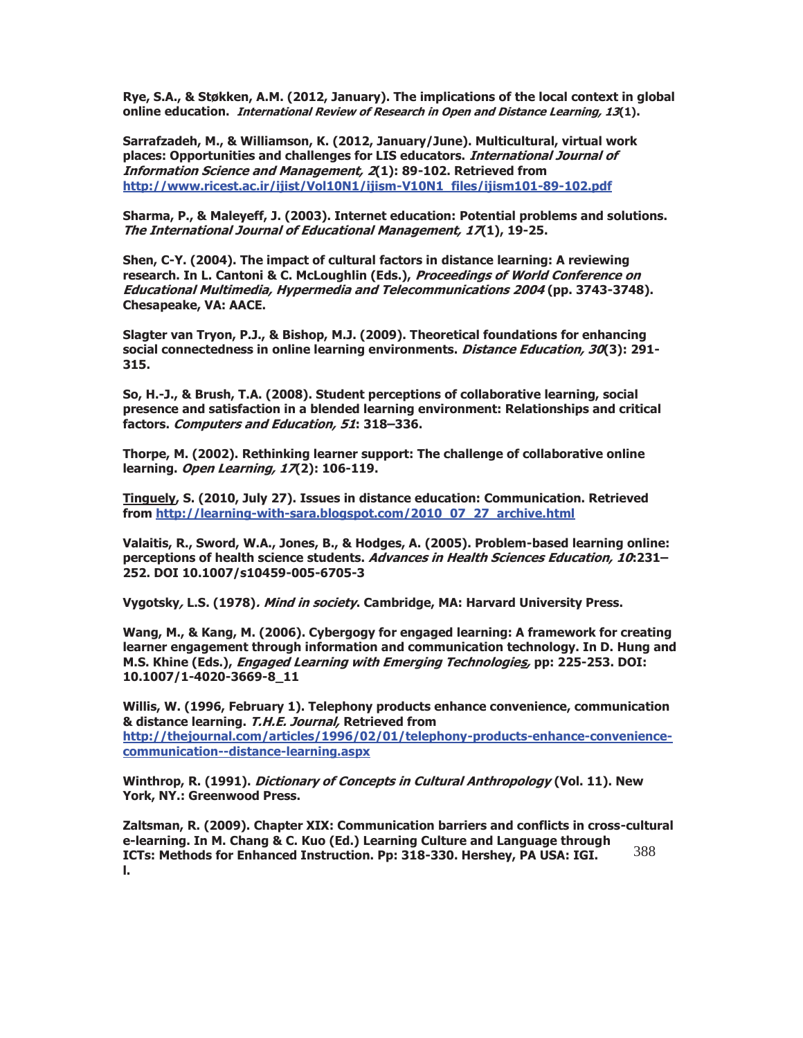**Rye, S.A., & Støkken, A.M. (2012, January). The implications of the local context in global online education.** ***International Review of Research in Open and Distance Learning, 13*****(1).**

**Sarrafzadeh, M., & Williamson, K. (2012, January/June). Multicultural, virtual work places: Opportunities and challenges for LIS educators.** ***International Journal of Information Science and Management, 2*****(1): 89-102. Retrieved from** **http://www.ricest.ac.ir/ijist/Vol10N1/ijism-V10N1_files/ijism101-89-102.pdf**

**Sharma, P., & Maleyeff, J. (2003). Internet education: Potential problems and solutions.** ***The International Journal of Educational Management, 17*****(1), 19-25.**

**Shen, C-Y. (2004). The impact of cultural factors in distance learning: A reviewing research. In L. Cantoni & C. McLoughlin (Eds.),** ***Proceedings of World Conference on Educational Multimedia, Hypermedia and Telecommunications 2004*** **(pp. 3743-3748). Chesapeake, VA: AACE.**

**Slagter van Tryon, P.J., & Bishop, M.J. (2009). Theoretical foundations for enhancing social connectedness in online learning environments.** ***Distance Education, 30*****(3): 291-315.**

**So, H.-J., & Brush, T.A. (2008). Student perceptions of collaborative learning, social presence and satisfaction in a blended learning environment: Relationships and critical factors.** ***Computers and Education, 51*****: 318–336.**

**Thorpe, M. (2002). Rethinking learner support: The challenge of collaborative online learning.** ***Open Learning, 17*****(2): 106-119.**

**Tinguely, S. (2010, July 27). Issues in distance education: Communication. Retrieved from** **http://learning-with-sara.blogspot.com/2010_07_27_archive.html**

**Valaitis, R., Sword, W.A., Jones, B., & Hodges, A. (2005). Problem-based learning online: perceptions of health science students.** ***Advances in Health Sciences Education, 10*****:231–252. DOI 10.1007/s10459-005-6705-3**

**Vygotsky, L.S. (1978).** ***Mind in society*****. Cambridge, MA: Harvard University Press.**

**Wang, M., & Kang, M. (2006). Cybergogy for engaged learning: A framework for creating learner engagement through information and communication technology. In D. Hung and M.S. Khine (Eds.),** ***Engaged Learning with Emerging Technologies*****, pp: 225-253. DOI: 10.1007/1-4020-3669-8_11**

**Willis, W. (1996, February 1). Telephony products enhance convenience, communication & distance learning.** ***T.H.E. Journal,*** **Retrieved from** **http://thejournal.com/articles/1996/02/01/telephony-products-enhance-convenience-communication--distance-learning.aspx**

**Winthrop, R. (1991).** ***Dictionary of Concepts in Cultural Anthropology*** **(Vol. 11). New York, NY.: Greenwood Press.**

**Zaltsman, R. (2009). Chapter XIX: Communication barriers and conflicts in cross-cultural e-learning. In M. Chang & C. Kuo (Ed.) Learning Culture and Language through ICTs: Methods for Enhanced Instruction. Pp: 318-330. Hershey, PA USA: IGI. I.**